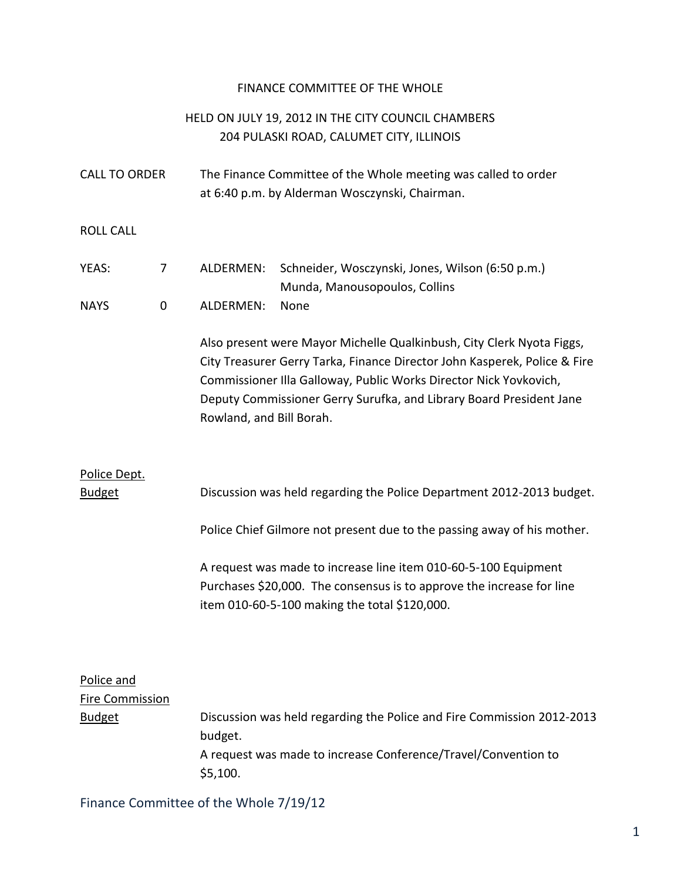# FINANCE COMMITTEE OF THE WHOLE

## HELD ON JULY 19, 2012 IN THE CITY COUNCIL CHAMBERS 204 PULASKI ROAD, CALUMET CITY, ILLINOIS

**CALL TO ORDER** The Finance Committee of the Whole meeting was called to order at 6:40 p.m. by Alderman Wosczynski, Chairman.

**ROLL CALL**

| | | | |
|---|---|---|---|
| YEAS: | 7 | ALDERMEN: | Schneider, Wosczynski, Jones, Wilson (6:50 p.m.) Munda, Manousopoulos, Collins |
| NAYS | 0 | ALDERMEN: | None |

Also present were Mayor Michelle Qualkinbush, City Clerk Nyota Figgs, City Treasurer Gerry Tarka, Finance Director John Kasperek, Police & Fire Commissioner Illa Galloway, Public Works Director Nick Yovkovich, Deputy Commissioner Gerry Surufka, and Library Board President Jane Rowland, and Bill Borah.

**Police Dept. Budget**

Discussion was held regarding the Police Department 2012-2013 budget.

Police Chief Gilmore not present due to the passing away of his mother.

A request was made to increase line item 010-60-5-100 Equipment Purchases $20,000. The consensus is to approve the increase for line item 010-60-5-100 making the total $120,000.

**Police and Fire Commission Budget**

Discussion was held regarding the Police and Fire Commission 2012-2013 budget.

A request was made to increase Conference/Travel/Convention to $5,100.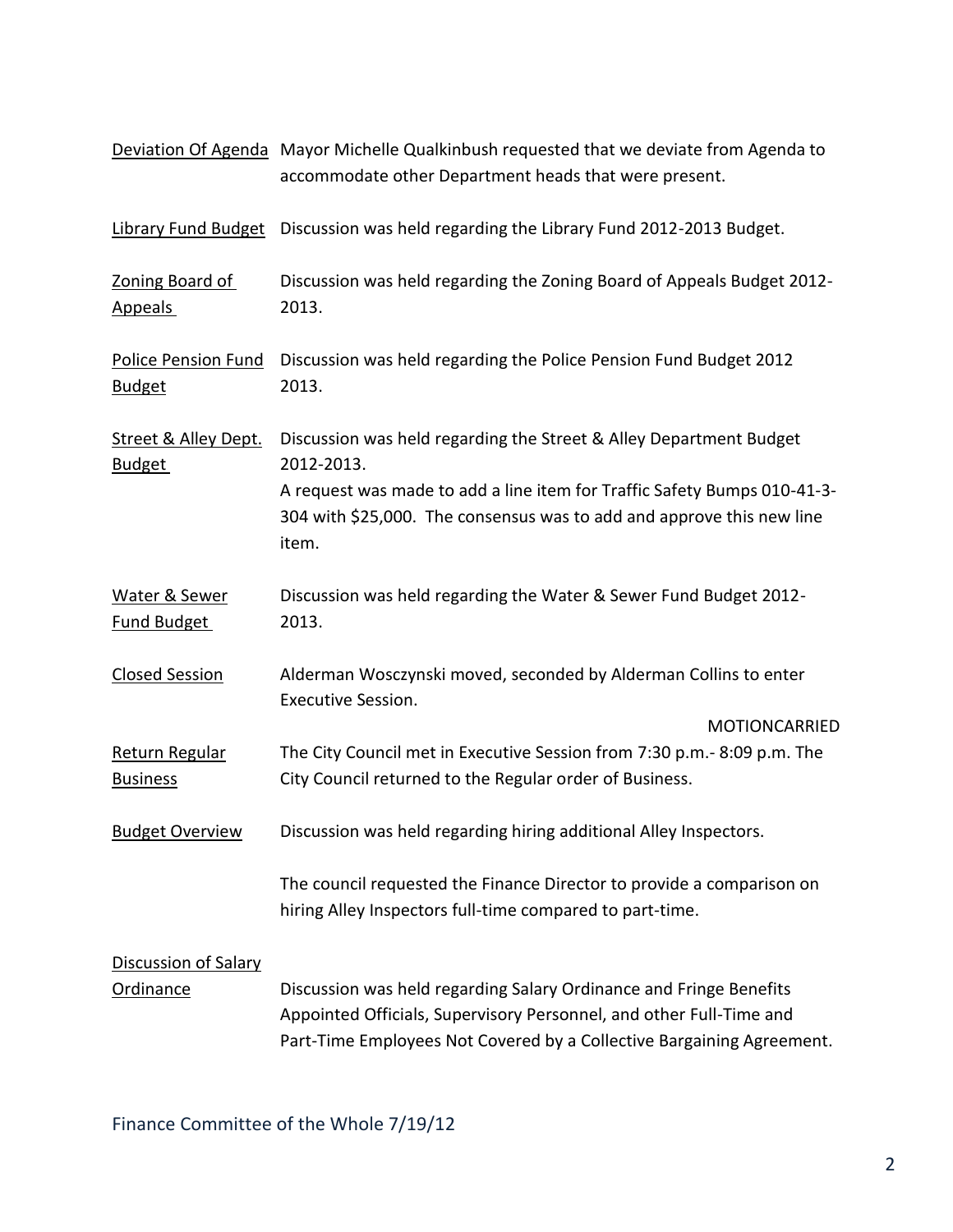**Deviation Of Agenda** Mayor Michelle Qualkinbush requested that we deviate from Agenda to accommodate other Department heads that were present.

**Library Fund Budget** Discussion was held regarding the Library Fund 2012-2013 Budget.

**Zoning Board of Appeals** Discussion was held regarding the Zoning Board of Appeals Budget 2012-2013.

**Police Pension Fund Budget** Discussion was held regarding the Police Pension Fund Budget 2012 2013.

**Street & Alley Dept. Budget** Discussion was held regarding the Street & Alley Department Budget 2012-2013.

A request was made to add a line item for Traffic Safety Bumps 010-41-3-304 with $25,000. The consensus was to add and approve this new line item.

**Water & Sewer Fund Budget** Discussion was held regarding the Water & Sewer Fund Budget 2012-2013.

**Closed Session** Alderman Wosczynski moved, seconded by Alderman Collins to enter Executive Session.

MOTIONCARRIED

**Return Regular Business** The City Council met in Executive Session from 7:30 p.m.- 8:09 p.m. The City Council returned to the Regular order of Business.

**Budget Overview** Discussion was held regarding hiring additional Alley Inspectors.

The council requested the Finance Director to provide a comparison on hiring Alley Inspectors full-time compared to part-time.

**Discussion of Salary Ordinance** Discussion was held regarding Salary Ordinance and Fringe Benefits Appointed Officials, Supervisory Personnel, and other Full-Time and Part-Time Employees Not Covered by a Collective Bargaining Agreement.

Finance Committee of the Whole 7/19/12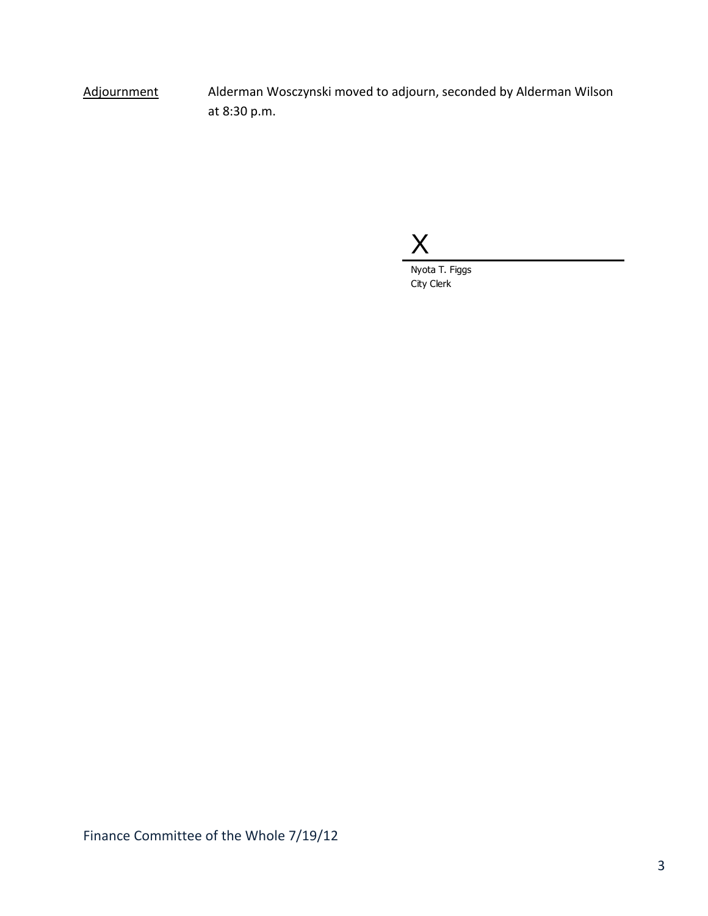Adjournment — Alderman Wosczynski moved to adjourn, seconded by Alderman Wilson at 8:30 p.m.

X

Nyota T. Figgs
City Clerk

Finance Committee of the Whole 7/19/12